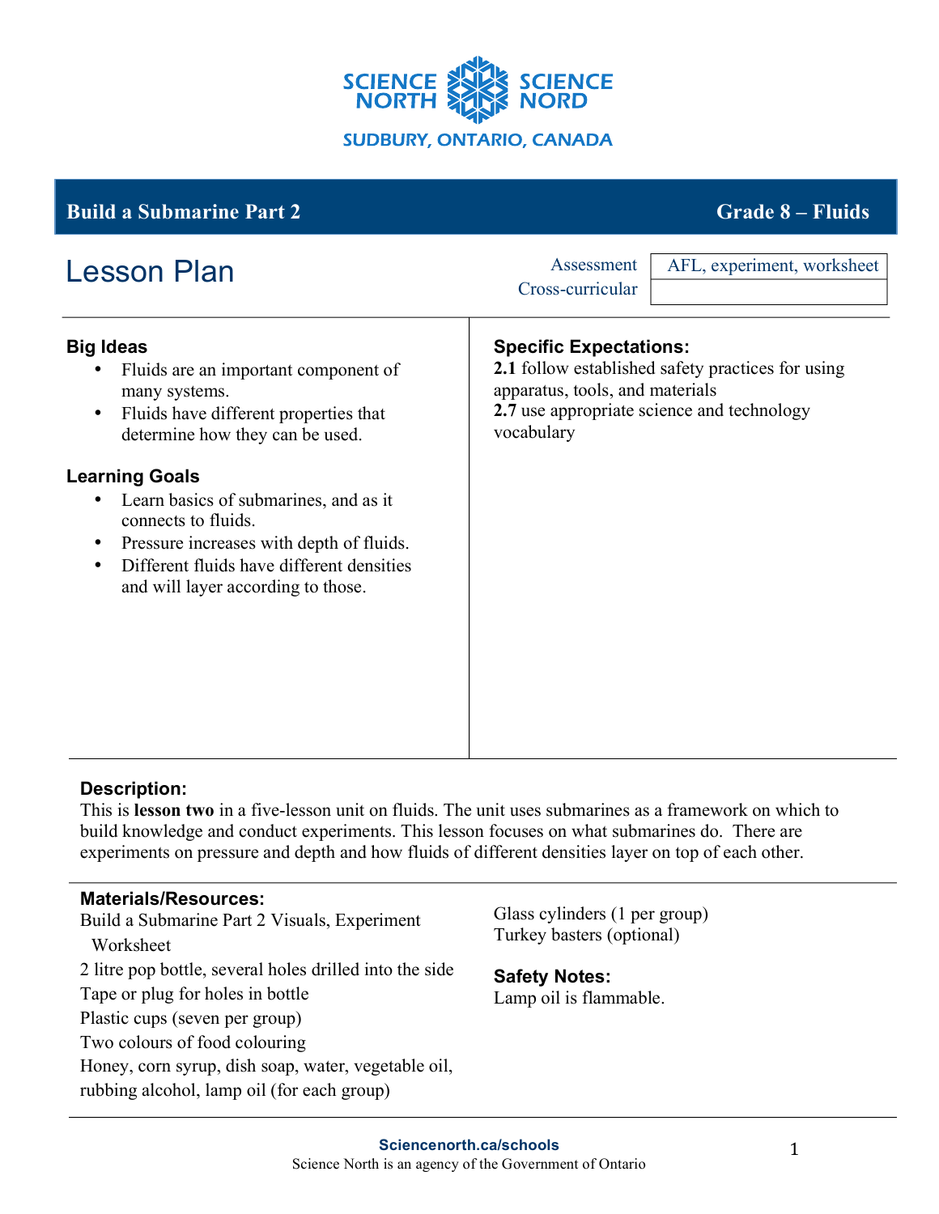SCIENCE NORTH SCIENCE NORD

SUDBURY, ONTARIO, CANADA

# Build a Submarine Part 2 — Grade 8 – Fluids

## Lesson Plan

| | |
|---|---|
| Assessment | AFL, experiment, worksheet |
| Cross-curricular | |

### Big Ideas

- Fluids are an important component of many systems.
- Fluids have different properties that determine how they can be used.

### Learning Goals

- Learn basics of submarines, and as it connects to fluids.
- Pressure increases with depth of fluids.
- Different fluids have different densities and will layer according to those.

### Specific Expectations:

**2.1** follow established safety practices for using apparatus, tools, and materials
**2.7** use appropriate science and technology vocabulary

### Description:

This is **lesson two** in a five-lesson unit on fluids. The unit uses submarines as a framework on which to build knowledge and conduct experiments. This lesson focuses on what submarines do. There are experiments on pressure and depth and how fluids of different densities layer on top of each other.

### Materials/Resources:

Build a Submarine Part 2 Visuals, Experiment Worksheet
2 litre pop bottle, several holes drilled into the side
Tape or plug for holes in bottle
Plastic cups (seven per group)
Two colours of food colouring
Honey, corn syrup, dish soap, water, vegetable oil, rubbing alcohol, lamp oil (for each group)
Glass cylinders (1 per group)
Turkey basters (optional)

### Safety Notes:

Lamp oil is flammable.

Sciencenorth.ca/schools
Science North is an agency of the Government of Ontario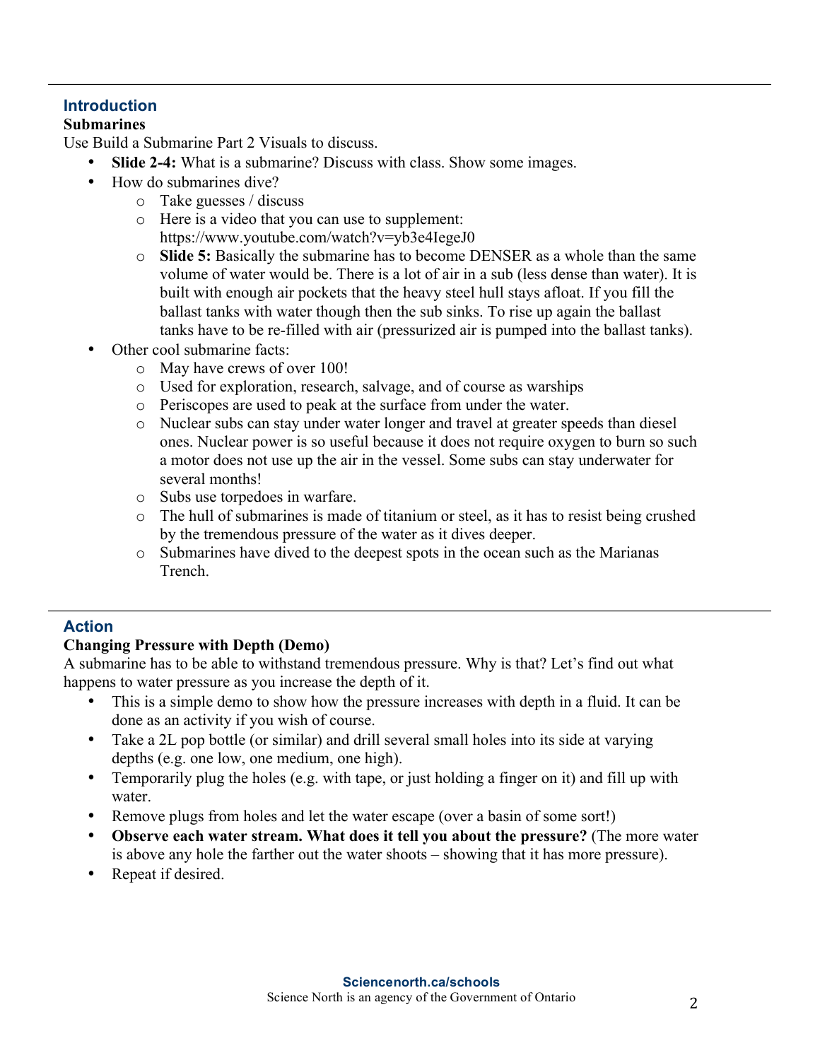## Introduction

**Submarines**

Use Build a Submarine Part 2 Visuals to discuss.

- **Slide 2-4:** What is a submarine? Discuss with class. Show some images.
- How do submarines dive?
  - Take guesses / discuss
  - Here is a video that you can use to supplement: https://www.youtube.com/watch?v=yb3e4IegeJ0
  - **Slide 5:** Basically the submarine has to become DENSER as a whole than the same volume of water would be. There is a lot of air in a sub (less dense than water). It is built with enough air pockets that the heavy steel hull stays afloat. If you fill the ballast tanks with water though then the sub sinks. To rise up again the ballast tanks have to be re-filled with air (pressurized air is pumped into the ballast tanks).
- Other cool submarine facts:
  - May have crews of over 100!
  - Used for exploration, research, salvage, and of course as warships
  - Periscopes are used to peak at the surface from under the water.
  - Nuclear subs can stay under water longer and travel at greater speeds than diesel ones. Nuclear power is so useful because it does not require oxygen to burn so such a motor does not use up the air in the vessel. Some subs can stay underwater for several months!
  - Subs use torpedoes in warfare.
  - The hull of submarines is made of titanium or steel, as it has to resist being crushed by the tremendous pressure of the water as it dives deeper.
  - Submarines have dived to the deepest spots in the ocean such as the Marianas Trench.

## Action

**Changing Pressure with Depth (Demo)**

A submarine has to be able to withstand tremendous pressure. Why is that? Let's find out what happens to water pressure as you increase the depth of it.

- This is a simple demo to show how the pressure increases with depth in a fluid. It can be done as an activity if you wish of course.
- Take a 2L pop bottle (or similar) and drill several small holes into its side at varying depths (e.g. one low, one medium, one high).
- Temporarily plug the holes (e.g. with tape, or just holding a finger on it) and fill up with water.
- Remove plugs from holes and let the water escape (over a basin of some sort!)
- **Observe each water stream. What does it tell you about the pressure?** (The more water is above any hole the farther out the water shoots – showing that it has more pressure).
- Repeat if desired.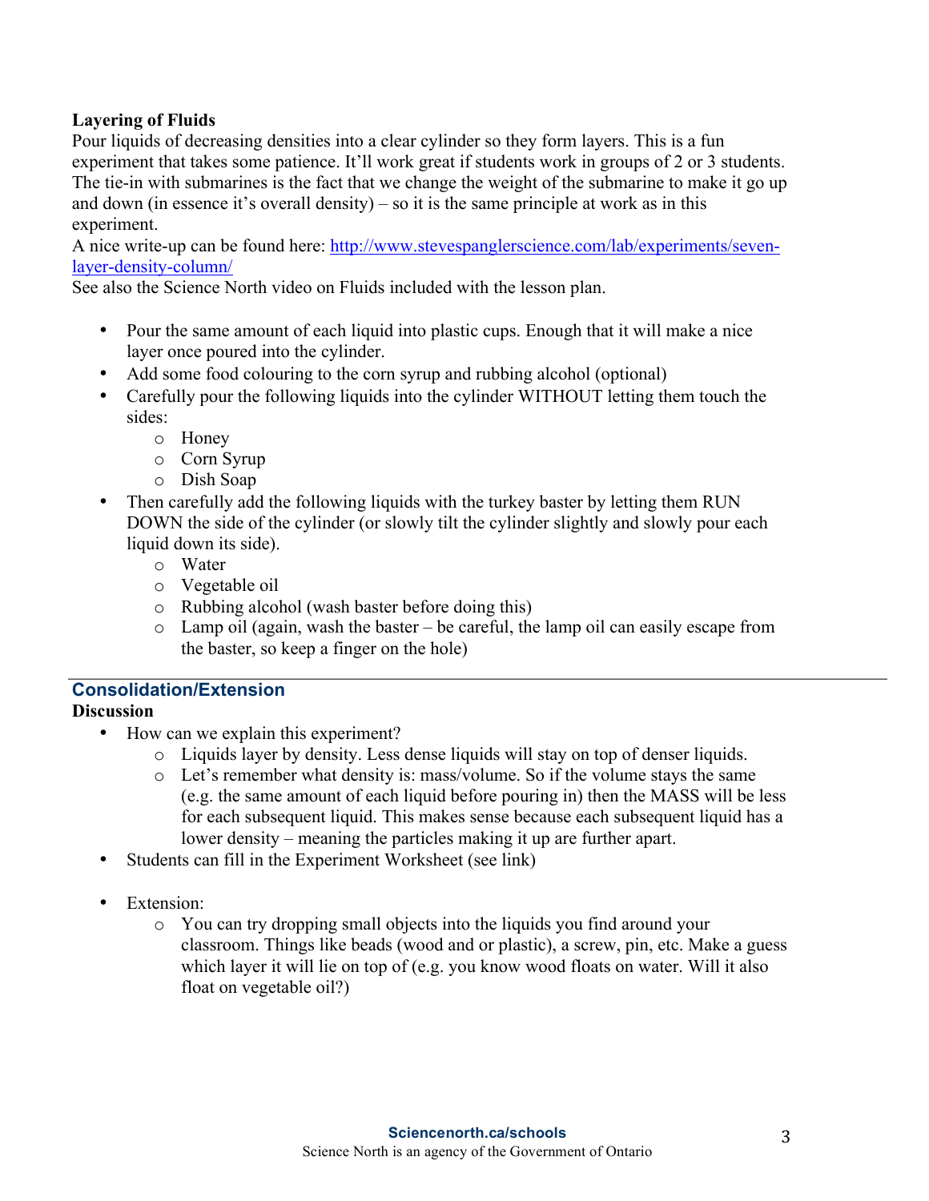**Layering of Fluids**

Pour liquids of decreasing densities into a clear cylinder so they form layers. This is a fun experiment that takes some patience. It'll work great if students work in groups of 2 or 3 students. The tie-in with submarines is the fact that we change the weight of the submarine to make it go up and down (in essence it's overall density) – so it is the same principle at work as in this experiment.

A nice write-up can be found here: http://www.stevespanglerscience.com/lab/experiments/seven-layer-density-column/

See also the Science North video on Fluids included with the lesson plan.

- Pour the same amount of each liquid into plastic cups. Enough that it will make a nice layer once poured into the cylinder.
- Add some food colouring to the corn syrup and rubbing alcohol (optional)
- Carefully pour the following liquids into the cylinder WITHOUT letting them touch the sides:
  - Honey
  - Corn Syrup
  - Dish Soap
- Then carefully add the following liquids with the turkey baster by letting them RUN DOWN the side of the cylinder (or slowly tilt the cylinder slightly and slowly pour each liquid down its side).
  - Water
  - Vegetable oil
  - Rubbing alcohol (wash baster before doing this)
  - Lamp oil (again, wash the baster – be careful, the lamp oil can easily escape from the baster, so keep a finger on the hole)

## Consolidation/Extension

**Discussion**

- How can we explain this experiment?
  - Liquids layer by density. Less dense liquids will stay on top of denser liquids.
  - Let's remember what density is: mass/volume. So if the volume stays the same (e.g. the same amount of each liquid before pouring in) then the MASS will be less for each subsequent liquid. This makes sense because each subsequent liquid has a lower density – meaning the particles making it up are further apart.
- Students can fill in the Experiment Worksheet (see link)

- Extension:
  - You can try dropping small objects into the liquids you find around your classroom. Things like beads (wood and or plastic), a screw, pin, etc. Make a guess which layer it will lie on top of (e.g. you know wood floats on water. Will it also float on vegetable oil?)